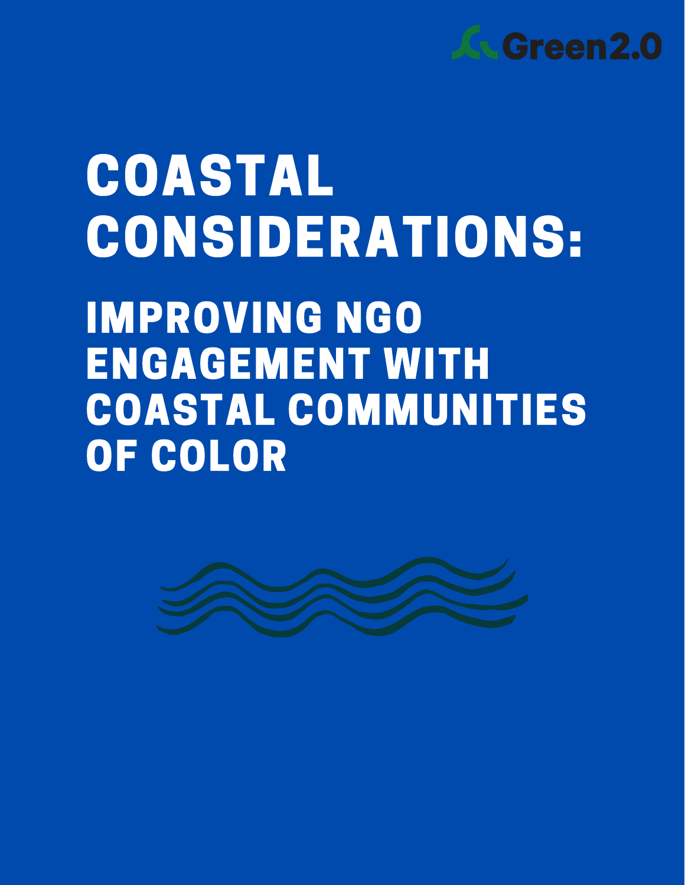Green2.0

# COASTAL CONSIDERATIONS:

## IMPROVING NGO ENGAGEMENT WITH COASTAL COMMUNITIES OF COLOR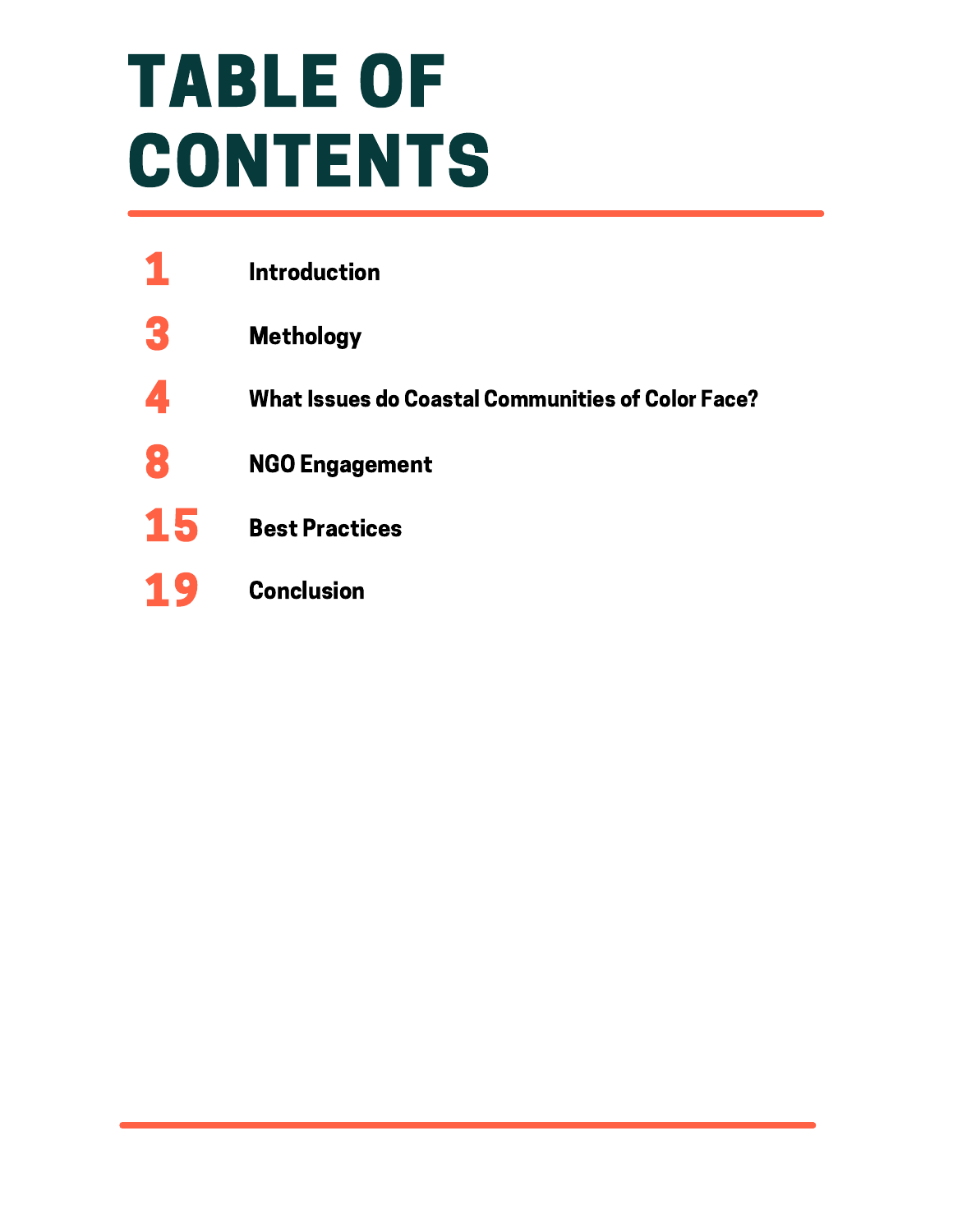# TABLE OF CONTENTS

| | |
|---|---|
| 1 | Introduction |
| 3 | Methology |
| 4 | What Issues do Coastal Communities of Color Face? |
| 8 | NGO Engagement |
| 15 | Best Practices |
| 19 | Conclusion |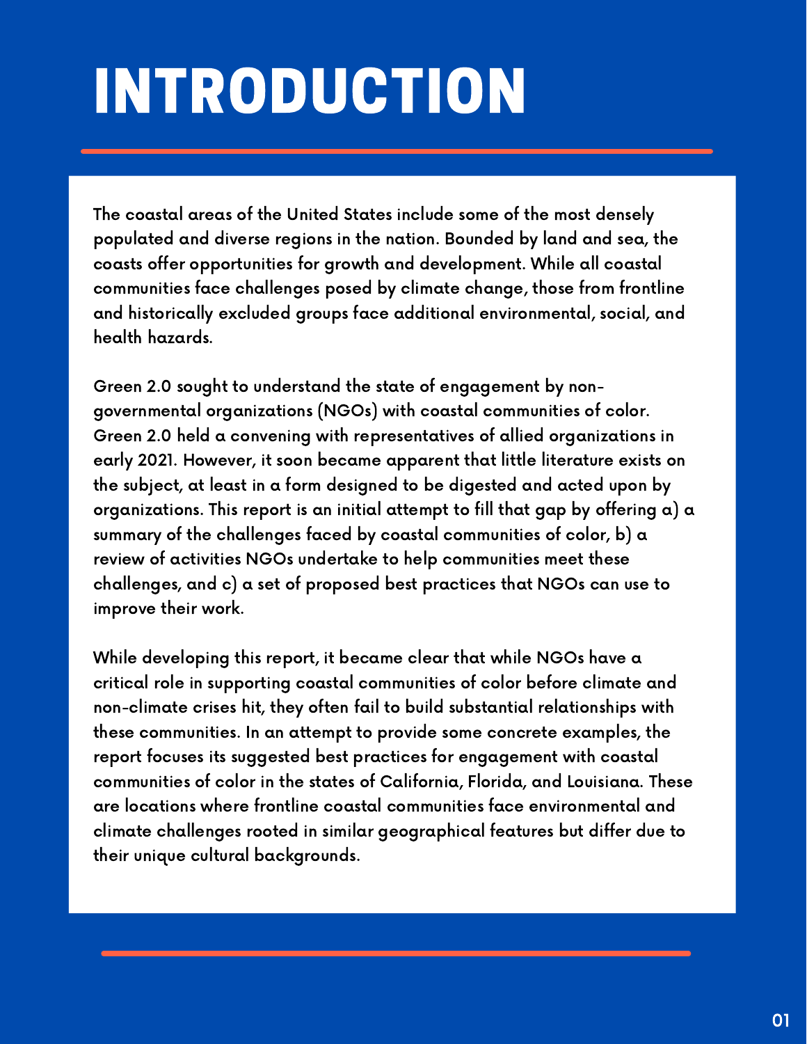# INTRODUCTION

The coastal areas of the United States include some of the most densely populated and diverse regions in the nation. Bounded by land and sea, the coasts offer opportunities for growth and development. While all coastal communities face challenges posed by climate change, those from frontline and historically excluded groups face additional environmental, social, and health hazards.

Green 2.0 sought to understand the state of engagement by non-governmental organizations (NGOs) with coastal communities of color. Green 2.0 held a convening with representatives of allied organizations in early 2021. However, it soon became apparent that little literature exists on the subject, at least in a form designed to be digested and acted upon by organizations. This report is an initial attempt to fill that gap by offering a) a summary of the challenges faced by coastal communities of color, b) a review of activities NGOs undertake to help communities meet these challenges, and c) a set of proposed best practices that NGOs can use to improve their work.

While developing this report, it became clear that while NGOs have a critical role in supporting coastal communities of color before climate and non-climate crises hit, they often fail to build substantial relationships with these communities. In an attempt to provide some concrete examples, the report focuses its suggested best practices for engagement with coastal communities of color in the states of California, Florida, and Louisiana. These are locations where frontline coastal communities face environmental and climate challenges rooted in similar geographical features but differ due to their unique cultural backgrounds.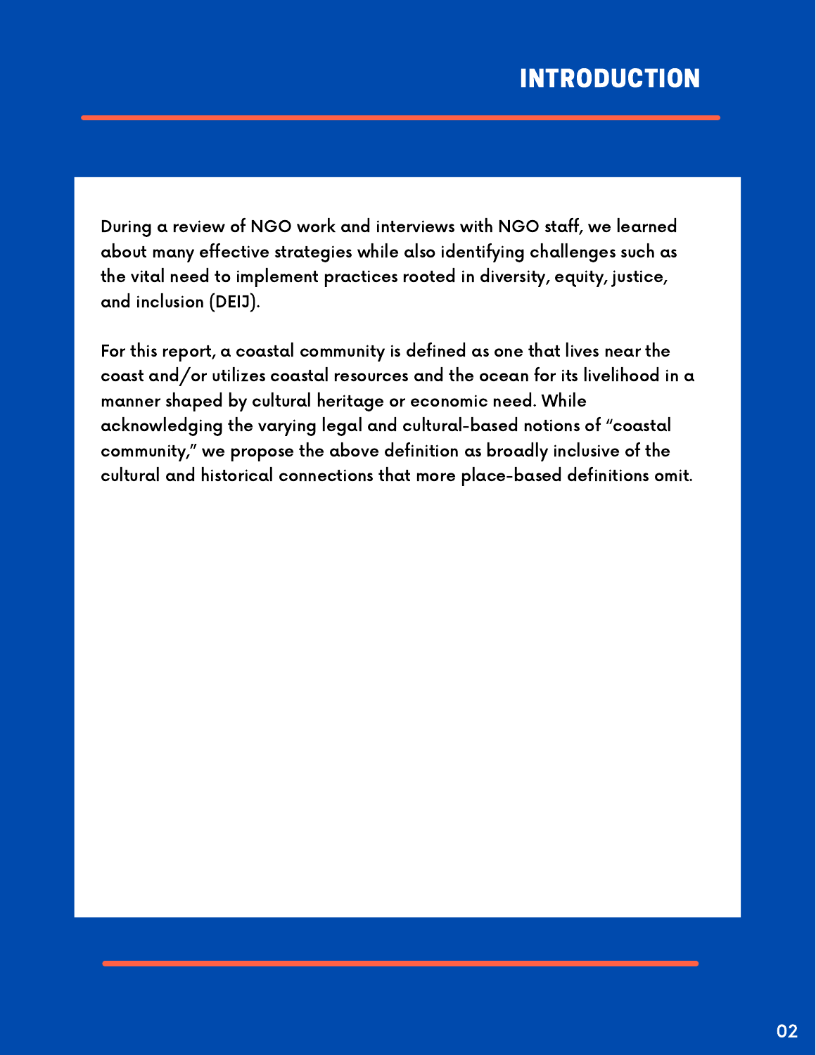# INTRODUCTION

During a review of NGO work and interviews with NGO staff, we learned about many effective strategies while also identifying challenges such as the vital need to implement practices rooted in diversity, equity, justice, and inclusion (DEIJ).

For this report, a coastal community is defined as one that lives near the coast and/or utilizes coastal resources and the ocean for its livelihood in a manner shaped by cultural heritage or economic need. While acknowledging the varying legal and cultural-based notions of "coastal community," we propose the above definition as broadly inclusive of the cultural and historical connections that more place-based definitions omit.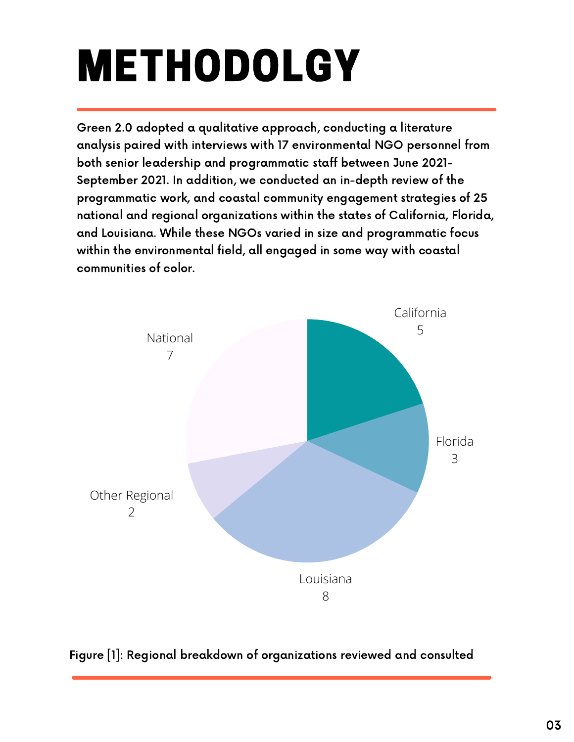# METHODOLGY

Green 2.0 adopted a qualitative approach, conducting a literature analysis paired with interviews with 17 environmental NGO personnel from both senior leadership and programmatic staff between June 2021-September 2021. In addition, we conducted an in-depth review of the programmatic work, and coastal community engagement strategies of 25 national and regional organizations within the states of California, Florida, and Louisiana. While these NGOs varied in size and programmatic focus within the environmental field, all engaged in some way with coastal communities of color.

| Region | Count |
| --- | --- |
| California | 5 |
| Florida | 3 |
| Louisiana | 8 |
| Other Regional | 2 |
| National | 7 |

Figure [1]: Regional breakdown of organizations reviewed and consulted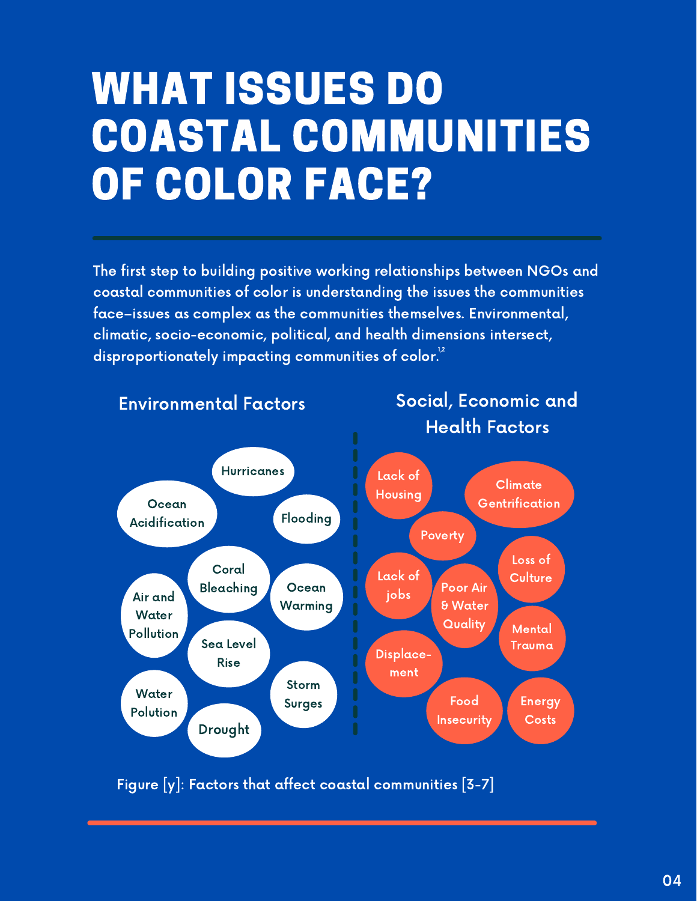# WHAT ISSUES DO COASTAL COMMUNITIES OF COLOR FACE?

The first step to building positive working relationships between NGOs and coastal communities of color is understanding the issues the communities face–issues as complex as the communities themselves. Environmental, climatic, socio-economic, political, and health dimensions intersect, disproportionately impacting communities of color.[1,2]

**Environmental Factors**

- Hurricanes
- Ocean Acidification
- Flooding
- Coral Bleaching
- Ocean Warming
- Air and Water Pollution
- Sea Level Rise
- Storm Surges
- Water Polution
- Drought

**Social, Economic and Health Factors**

- Lack of Housing
- Climate Gentrification
- Poverty
- Loss of Culture
- Lack of jobs
- Poor Air & Water Quality
- Mental Trauma
- Displace-ment
- Food Insecurity
- Energy Costs

Figure [y]: Factors that affect coastal communities [3-7]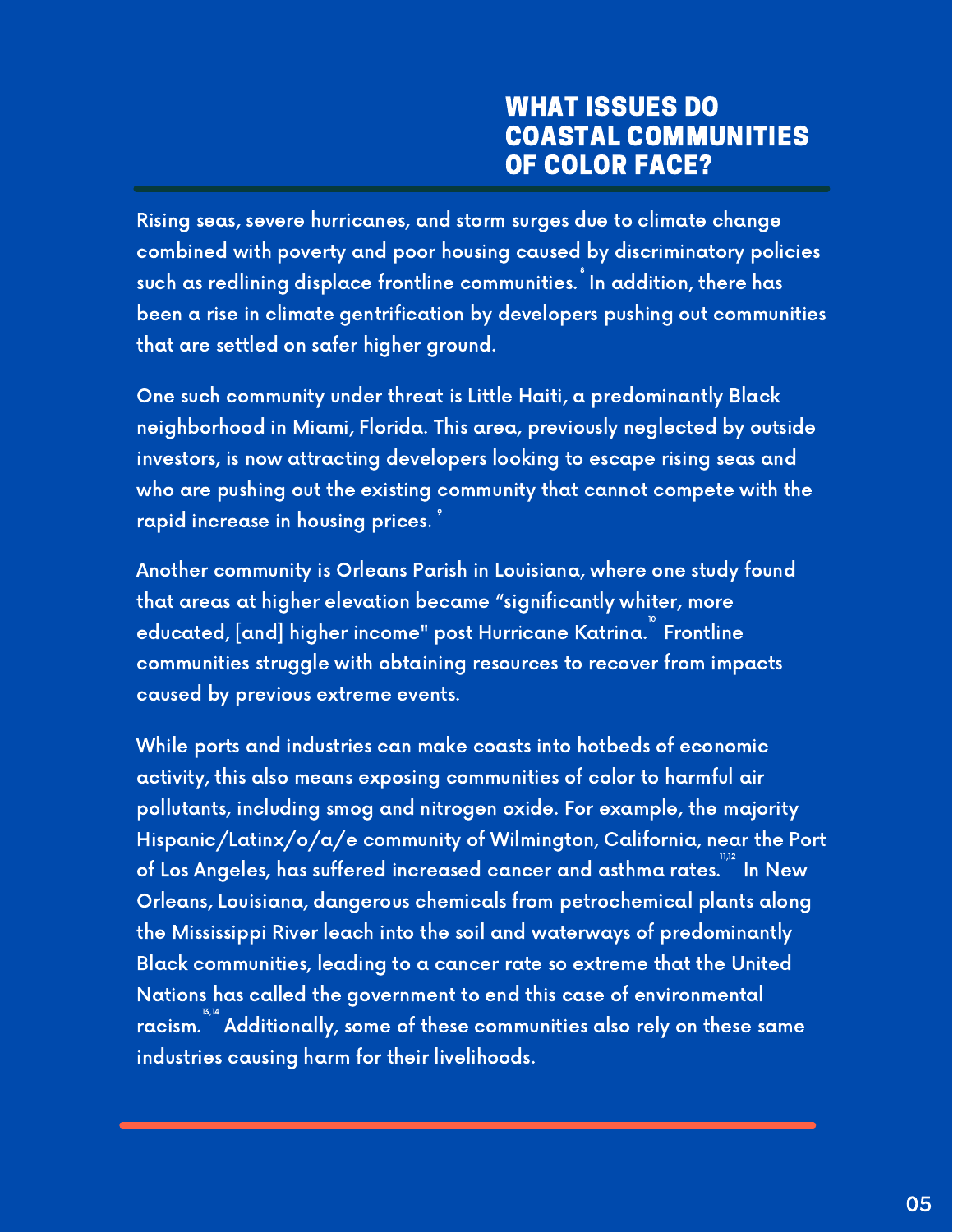## WHAT ISSUES DO COASTAL COMMUNITIES OF COLOR FACE?

Rising seas, severe hurricanes, and storm surges due to climate change combined with poverty and poor housing caused by discriminatory policies such as redlining displace frontline communities.[8] In addition, there has been a rise in climate gentrification by developers pushing out communities that are settled on safer higher ground.

One such community under threat is Little Haiti, a predominantly Black neighborhood in Miami, Florida. This area, previously neglected by outside investors, is now attracting developers looking to escape rising seas and who are pushing out the existing community that cannot compete with the rapid increase in housing prices.[9]

Another community is Orleans Parish in Louisiana, where one study found that areas at higher elevation became “significantly whiter, more educated, [and] higher income" post Hurricane Katrina.[10] Frontline communities struggle with obtaining resources to recover from impacts caused by previous extreme events.

While ports and industries can make coasts into hotbeds of economic activity, this also means exposing communities of color to harmful air pollutants, including smog and nitrogen oxide. For example, the majority Hispanic/Latinx/o/a/e community of Wilmington, California, near the Port of Los Angeles, has suffered increased cancer and asthma rates.[11,12] In New Orleans, Louisiana, dangerous chemicals from petrochemical plants along the Mississippi River leach into the soil and waterways of predominantly Black communities, leading to a cancer rate so extreme that the United Nations has called the government to end this case of environmental racism.[13,14] Additionally, some of these communities also rely on these same industries causing harm for their livelihoods.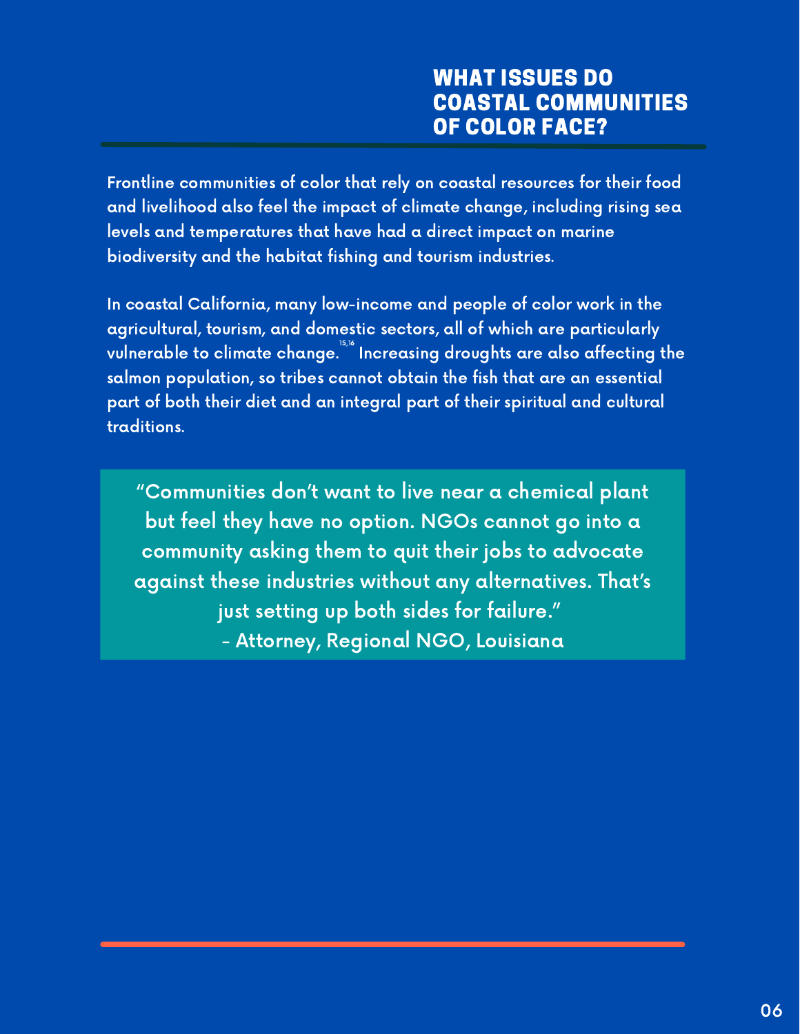## WHAT ISSUES DO COASTAL COMMUNITIES OF COLOR FACE?

Frontline communities of color that rely on coastal resources for their food and livelihood also feel the impact of climate change, including rising sea levels and temperatures that have had a direct impact on marine biodiversity and the habitat fishing and tourism industries.

In coastal California, many low-income and people of color work in the agricultural, tourism, and domestic sectors, all of which are particularly vulnerable to climate change.[15,16] Increasing droughts are also affecting the salmon population, so tribes cannot obtain the fish that are an essential part of both their diet and an integral part of their spiritual and cultural traditions.

> "Communities don't want to live near a chemical plant but feel they have no option. NGOs cannot go into a community asking them to quit their jobs to advocate against these industries without any alternatives. That's just setting up both sides for failure."
> - Attorney, Regional NGO, Louisiana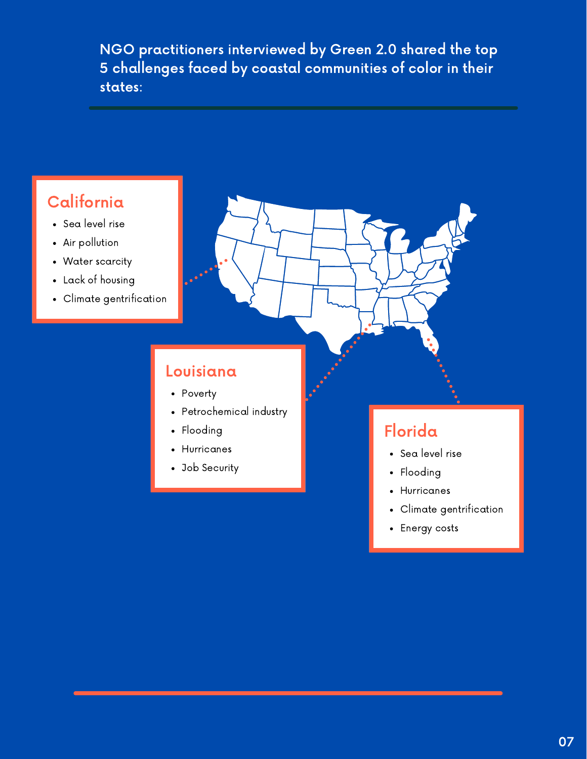NGO practitioners interviewed by Green 2.0 shared the top 5 challenges faced by coastal communities of color in their states:

## California

- Sea level rise
- Air pollution
- Water scarcity
- Lack of housing
- Climate gentrification

## Louisiana

- Poverty
- Petrochemical industry
- Flooding
- Hurricanes
- Job Security

## Florida

- Sea level rise
- Flooding
- Hurricanes
- Climate gentrification
- Energy costs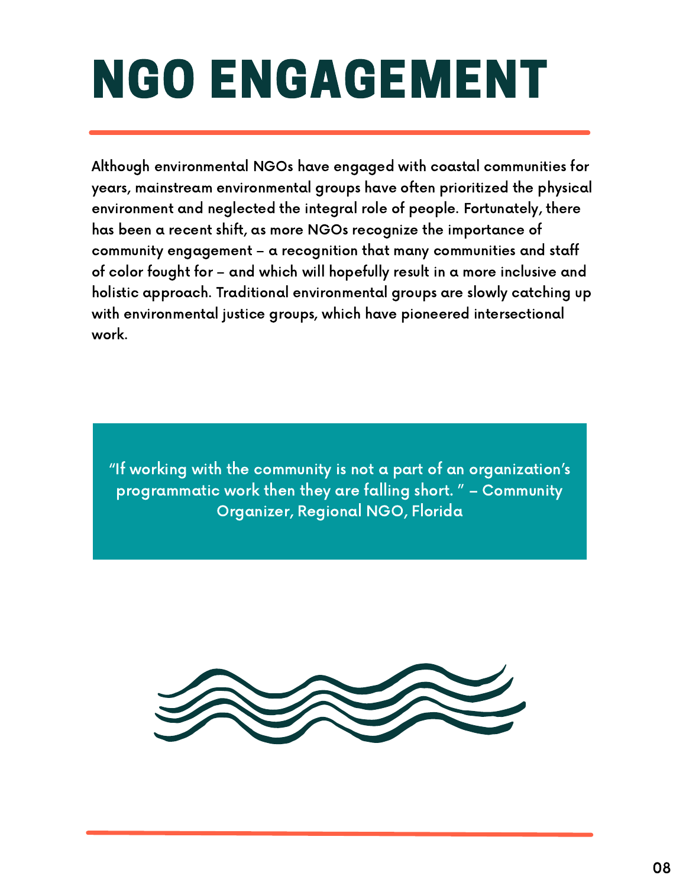# NGO ENGAGEMENT

Although environmental NGOs have engaged with coastal communities for years, mainstream environmental groups have often prioritized the physical environment and neglected the integral role of people. Fortunately, there has been a recent shift, as more NGOs recognize the importance of community engagement – a recognition that many communities and staff of color fought for – and which will hopefully result in a more inclusive and holistic approach. Traditional environmental groups are slowly catching up with environmental justice groups, which have pioneered intersectional work.

> "If working with the community is not a part of an organization's programmatic work then they are falling short. " – Community Organizer, Regional NGO, Florida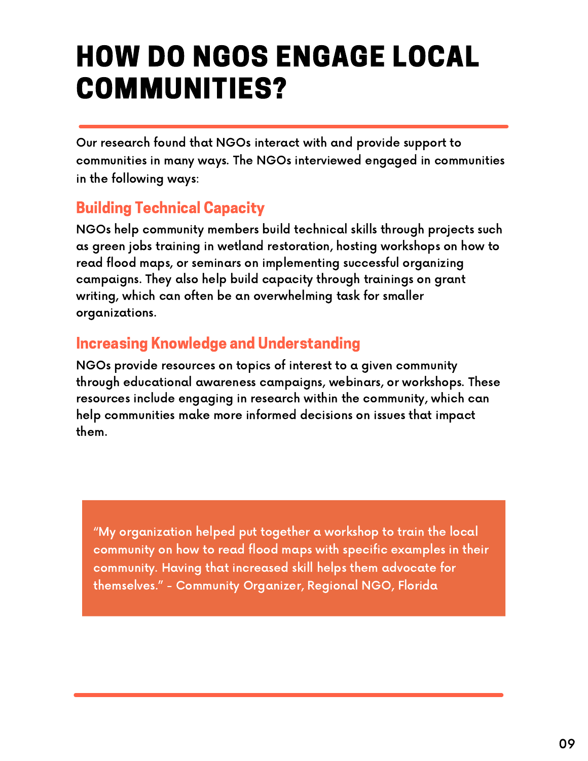# HOW DO NGOS ENGAGE LOCAL COMMUNITIES?

Our research found that NGOs interact with and provide support to communities in many ways. The NGOs interviewed engaged in communities in the following ways:

## Building Technical Capacity

NGOs help community members build technical skills through projects such as green jobs training in wetland restoration, hosting workshops on how to read flood maps, or seminars on implementing successful organizing campaigns. They also help build capacity through trainings on grant writing, which can often be an overwhelming task for smaller organizations.

## Increasing Knowledge and Understanding

NGOs provide resources on topics of interest to a given community through educational awareness campaigns, webinars, or workshops. These resources include engaging in research within the community, which can help communities make more informed decisions on issues that impact them.

> "My organization helped put together a workshop to train the local community on how to read flood maps with specific examples in their community. Having that increased skill helps them advocate for themselves." - Community Organizer, Regional NGO, Florida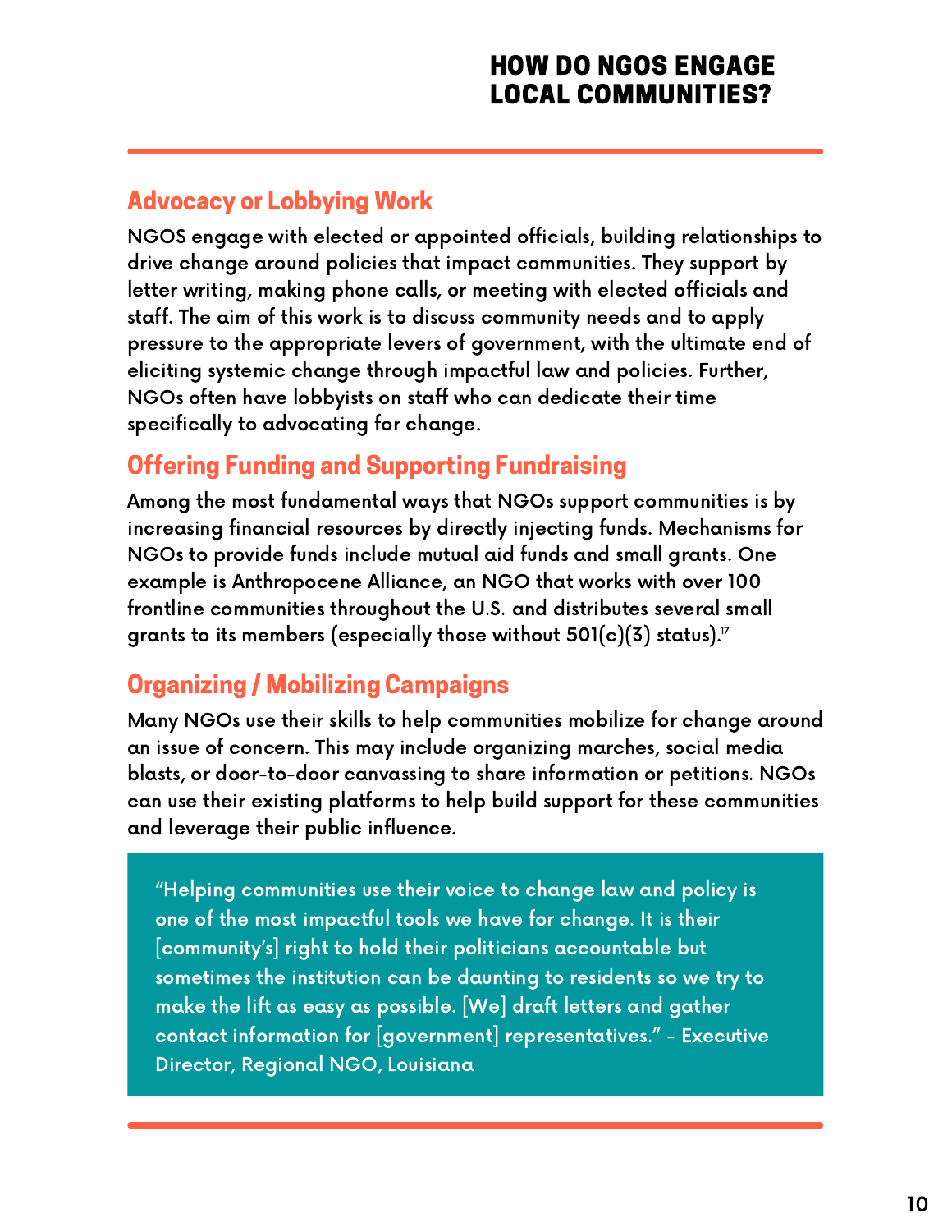# HOW DO NGOS ENGAGE LOCAL COMMUNITIES?

## Advocacy or Lobbying Work

NGOS engage with elected or appointed officials, building relationships to drive change around policies that impact communities. They support by letter writing, making phone calls, or meeting with elected officials and staff. The aim of this work is to discuss community needs and to apply pressure to the appropriate levers of government, with the ultimate end of eliciting systemic change through impactful law and policies. Further, NGOs often have lobbyists on staff who can dedicate their time specifically to advocating for change.

## Offering Funding and Supporting Fundraising

Among the most fundamental ways that NGOs support communities is by increasing financial resources by directly injecting funds. Mechanisms for NGOs to provide funds include mutual aid funds and small grants. One example is Anthropocene Alliance, an NGO that works with over 100 frontline communities throughout the U.S. and distributes several small grants to its members (especially those without 501(c)(3) status).[17]

## Organizing / Mobilizing Campaigns

Many NGOs use their skills to help communities mobilize for change around an issue of concern. This may include organizing marches, social media blasts, or door-to-door canvassing to share information or petitions. NGOs can use their existing platforms to help build support for these communities and leverage their public influence.

> "Helping communities use their voice to change law and policy is one of the most impactful tools we have for change. It is their [community's] right to hold their politicians accountable but sometimes the institution can be daunting to residents so we try to make the lift as easy as possible. [We] draft letters and gather contact information for [government] representatives." - Executive Director, Regional NGO, Louisiana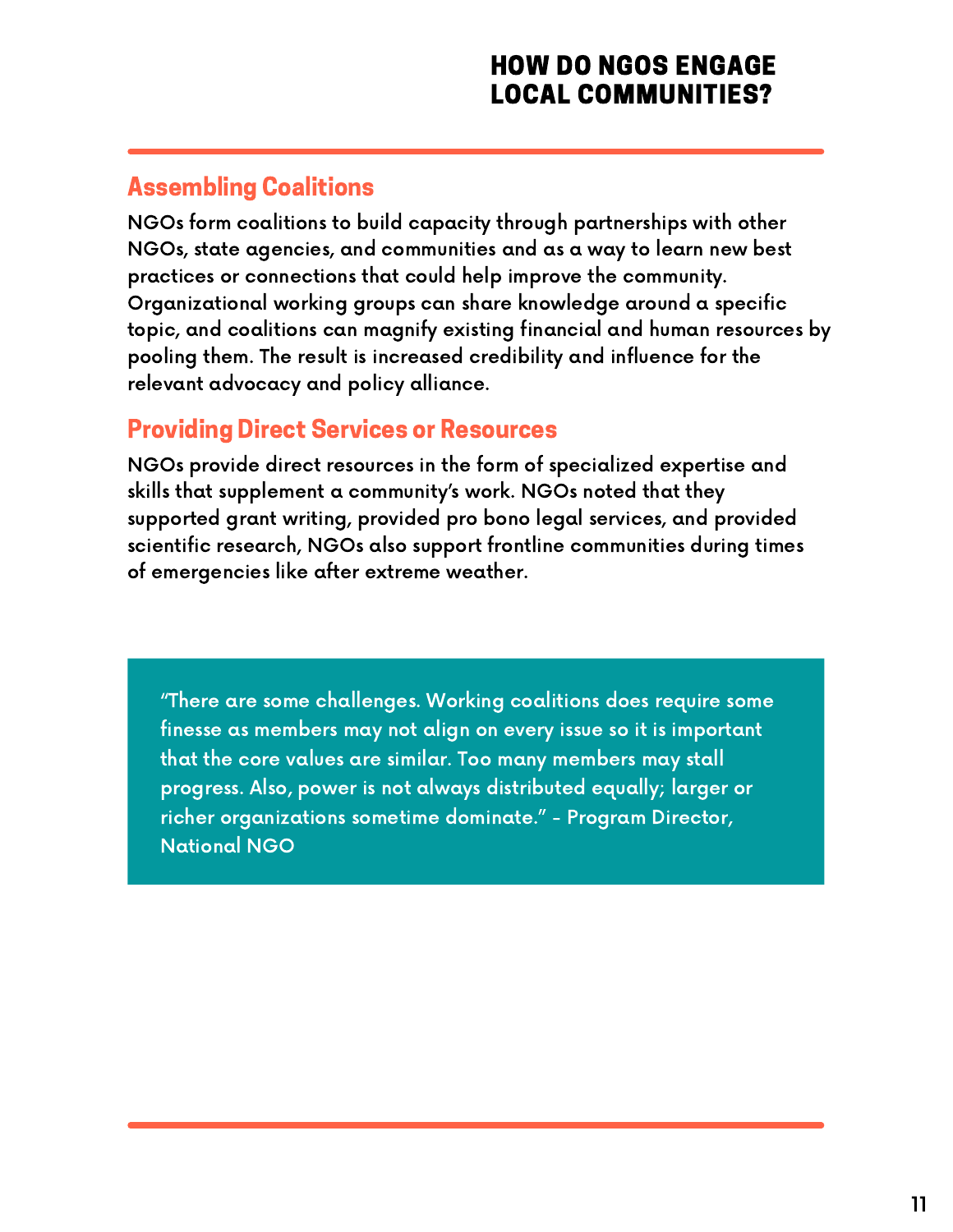# HOW DO NGOS ENGAGE LOCAL COMMUNITIES?

## Assembling Coalitions

NGOs form coalitions to build capacity through partnerships with other NGOs, state agencies, and communities and as a way to learn new best practices or connections that could help improve the community. Organizational working groups can share knowledge around a specific topic, and coalitions can magnify existing financial and human resources by pooling them. The result is increased credibility and influence for the relevant advocacy and policy alliance.

## Providing Direct Services or Resources

NGOs provide direct resources in the form of specialized expertise and skills that supplement a community's work. NGOs noted that they supported grant writing, provided pro bono legal services, and provided scientific research, NGOs also support frontline communities during times of emergencies like after extreme weather.

> "There are some challenges. Working coalitions does require some finesse as members may not align on every issue so it is important that the core values are similar. Too many members may stall progress. Also, power is not always distributed equally; larger or richer organizations sometime dominate." - Program Director, National NGO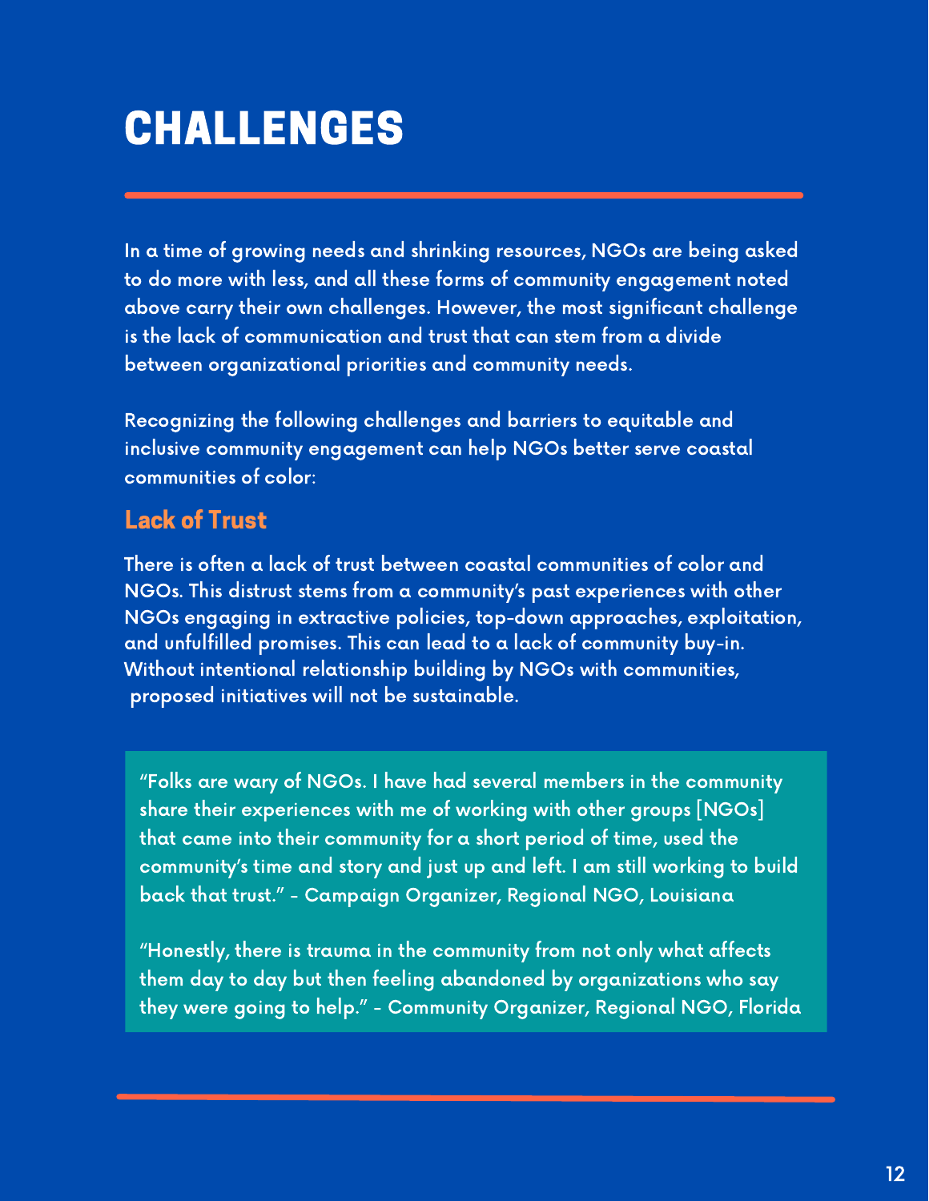# CHALLENGES

In a time of growing needs and shrinking resources, NGOs are being asked to do more with less, and all these forms of community engagement noted above carry their own challenges. However, the most significant challenge is the lack of communication and trust that can stem from a divide between organizational priorities and community needs.

Recognizing the following challenges and barriers to equitable and inclusive community engagement can help NGOs better serve coastal communities of color:

## Lack of Trust

There is often a lack of trust between coastal communities of color and NGOs. This distrust stems from a community's past experiences with other NGOs engaging in extractive policies, top-down approaches, exploitation, and unfulfilled promises. This can lead to a lack of community buy-in. Without intentional relationship building by NGOs with communities, proposed initiatives will not be sustainable.

> "Folks are wary of NGOs. I have had several members in the community share their experiences with me of working with other groups [NGOs] that came into their community for a short period of time, used the community's time and story and just up and left. I am still working to build back that trust." - Campaign Organizer, Regional NGO, Louisiana
>
> "Honestly, there is trauma in the community from not only what affects them day to day but then feeling abandoned by organizations who say they were going to help." - Community Organizer, Regional NGO, Florida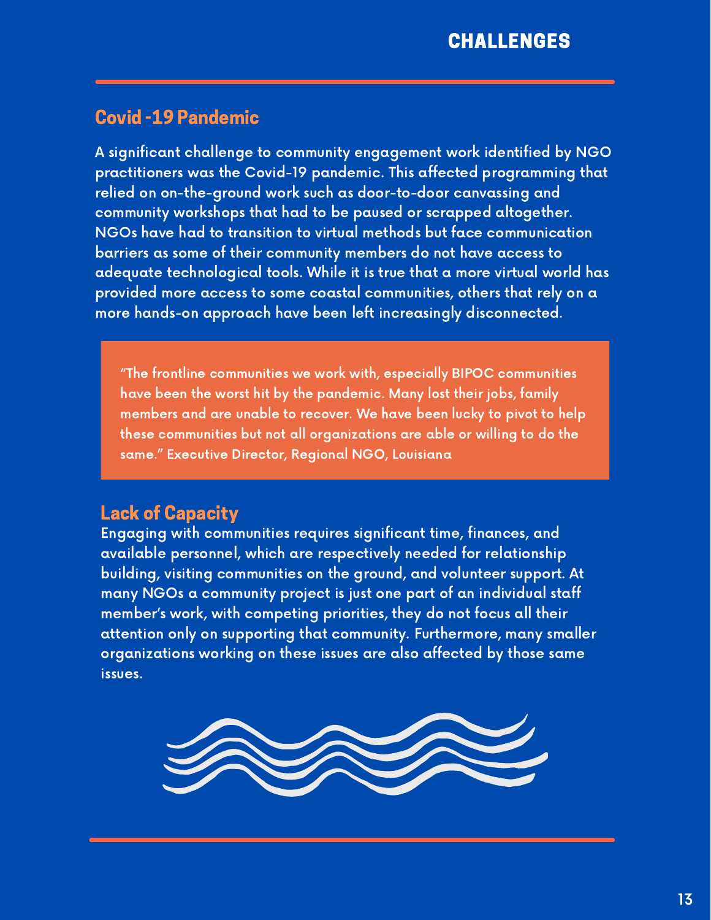## CHALLENGES

### Covid -19 Pandemic

A significant challenge to community engagement work identified by NGO practitioners was the Covid-19 pandemic. This affected programming that relied on on-the-ground work such as door-to-door canvassing and community workshops that had to be paused or scrapped altogether. NGOs have had to transition to virtual methods but face communication barriers as some of their community members do not have access to adequate technological tools. While it is true that a more virtual world has provided more access to some coastal communities, others that rely on a more hands-on approach have been left increasingly disconnected.

> "The frontline communities we work with, especially BIPOC communities have been the worst hit by the pandemic. Many lost their jobs, family members and are unable to recover. We have been lucky to pivot to help these communities but not all organizations are able or willing to do the same." Executive Director, Regional NGO, Louisiana

### Lack of Capacity

Engaging with communities requires significant time, finances, and available personnel, which are respectively needed for relationship building, visiting communities on the ground, and volunteer support. At many NGOs a community project is just one part of an individual staff member's work, with competing priorities, they do not focus all their attention only on supporting that community. Furthermore, many smaller organizations working on these issues are also affected by those same issues.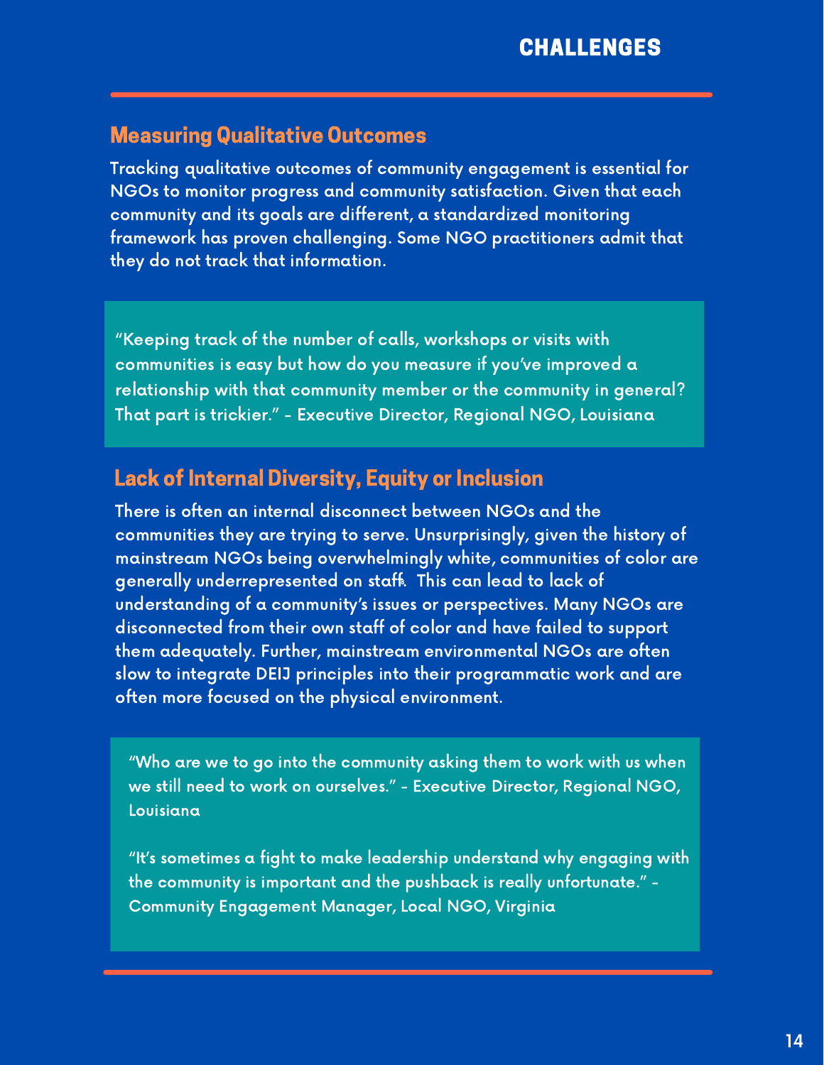## CHALLENGES

### Measuring Qualitative Outcomes

Tracking qualitative outcomes of community engagement is essential for NGOs to monitor progress and community satisfaction. Given that each community and its goals are different, a standardized monitoring framework has proven challenging. Some NGO practitioners admit that they do not track that information.

> "Keeping track of the number of calls, workshops or visits with communities is easy but how do you measure if you've improved a relationship with that community member or the community in general? That part is trickier." - Executive Director, Regional NGO, Louisiana

### Lack of Internal Diversity, Equity or Inclusion

There is often an internal disconnect between NGOs and the communities they are trying to serve. Unsurprisingly, given the history of mainstream NGOs being overwhelmingly white, communities of color are generally underrepresented on staff[8]. This can lead to lack of understanding of a community's issues or perspectives. Many NGOs are disconnected from their own staff of color and have failed to support them adequately. Further, mainstream environmental NGOs are often slow to integrate DEIJ principles into their programmatic work and are often more focused on the physical environment.

> "Who are we to go into the community asking them to work with us when we still need to work on ourselves." - Executive Director, Regional NGO, Louisiana
>
> "It's sometimes a fight to make leadership understand why engaging with the community is important and the pushback is really unfortunate." - Community Engagement Manager, Local NGO, Virginia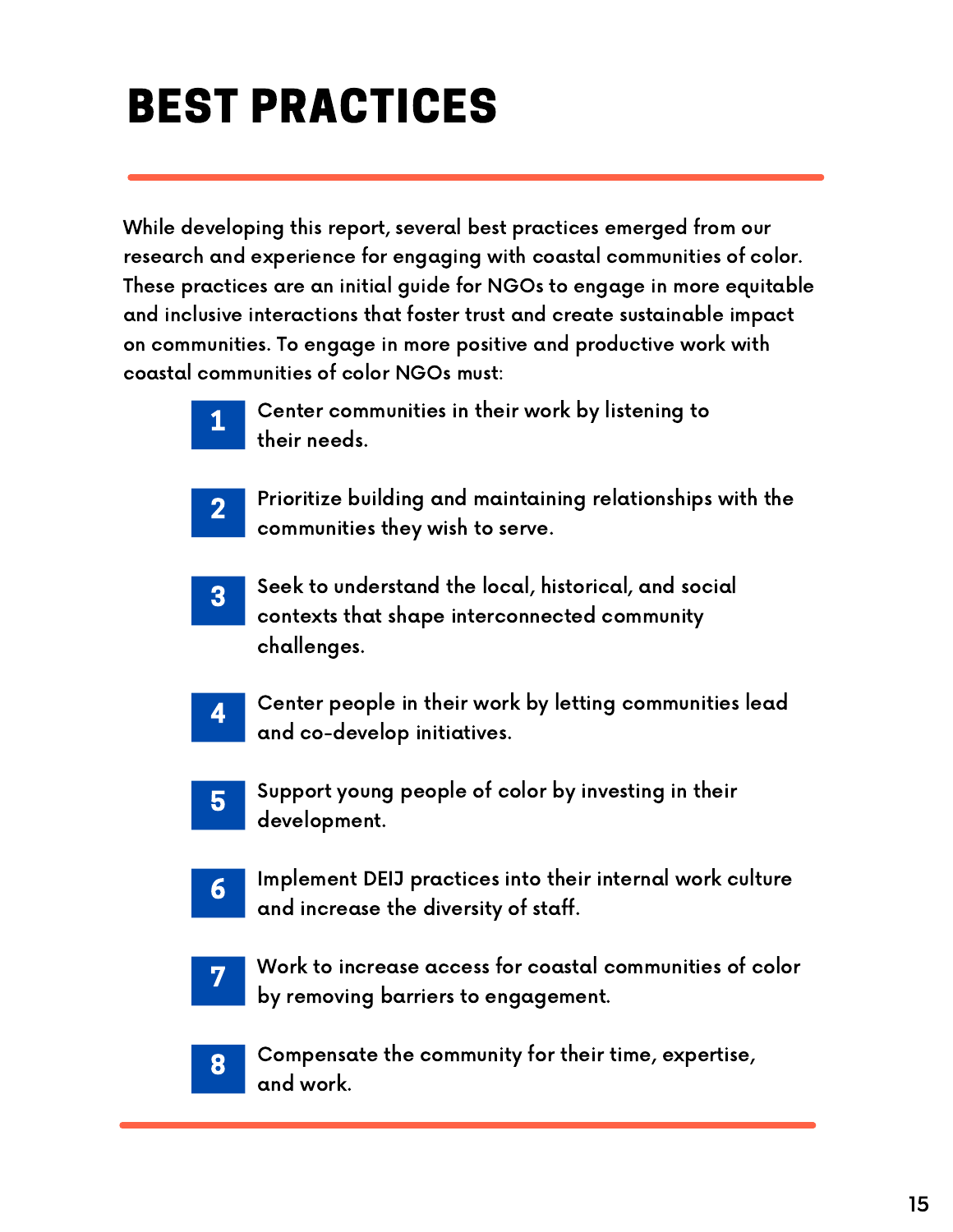# BEST PRACTICES

While developing this report, several best practices emerged from our research and experience for engaging with coastal communities of color. These practices are an initial guide for NGOs to engage in more equitable and inclusive interactions that foster trust and create sustainable impact on communities. To engage in more positive and productive work with coastal communities of color NGOs must:

1. Center communities in their work by listening to their needs.
2. Prioritize building and maintaining relationships with the communities they wish to serve.
3. Seek to understand the local, historical, and social contexts that shape interconnected community challenges.
4. Center people in their work by letting communities lead and co-develop initiatives.
5. Support young people of color by investing in their development.
6. Implement DEIJ practices into their internal work culture and increase the diversity of staff.
7. Work to increase access for coastal communities of color by removing barriers to engagement.
8. Compensate the community for their time, expertise, and work.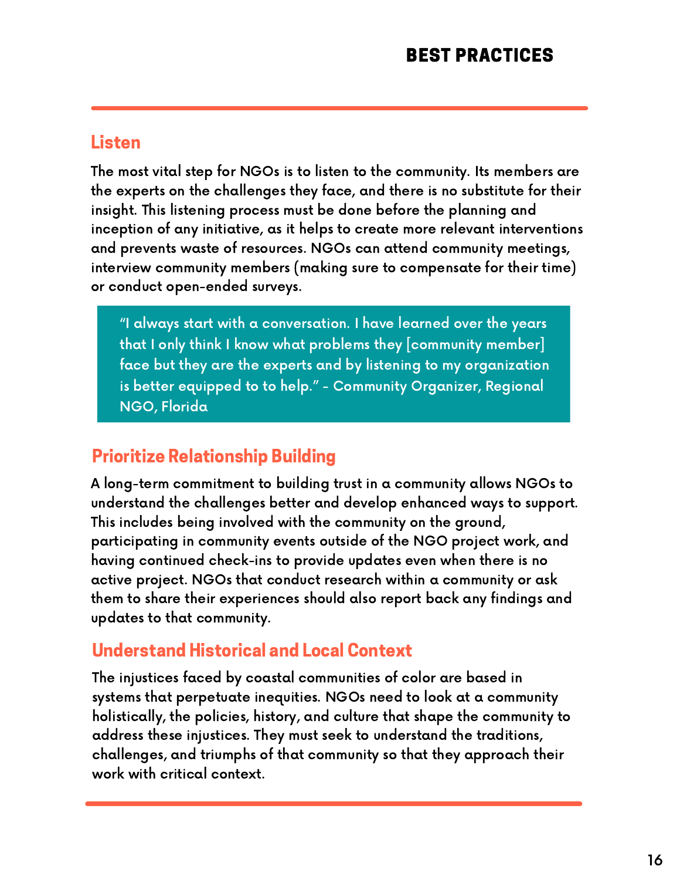## BEST PRACTICES

### Listen

The most vital step for NGOs is to listen to the community. Its members are the experts on the challenges they face, and there is no substitute for their insight. This listening process must be done before the planning and inception of any initiative, as it helps to create more relevant interventions and prevents waste of resources. NGOs can attend community meetings, interview community members (making sure to compensate for their time) or conduct open-ended surveys.

> "I always start with a conversation. I have learned over the years that I only think I know what problems they [community member] face but they are the experts and by listening to my organization is better equipped to to help." - Community Organizer, Regional NGO, Florida

### Prioritize Relationship Building

A long-term commitment to building trust in a community allows NGOs to understand the challenges better and develop enhanced ways to support. This includes being involved with the community on the ground, participating in community events outside of the NGO project work, and having continued check-ins to provide updates even when there is no active project. NGOs that conduct research within a community or ask them to share their experiences should also report back any findings and updates to that community.

### Understand Historical and Local Context

The injustices faced by coastal communities of color are based in systems that perpetuate inequities. NGOs need to look at a community holistically, the policies, history, and culture that shape the community to address these injustices. They must seek to understand the traditions, challenges, and triumphs of that community so that they approach their work with critical context.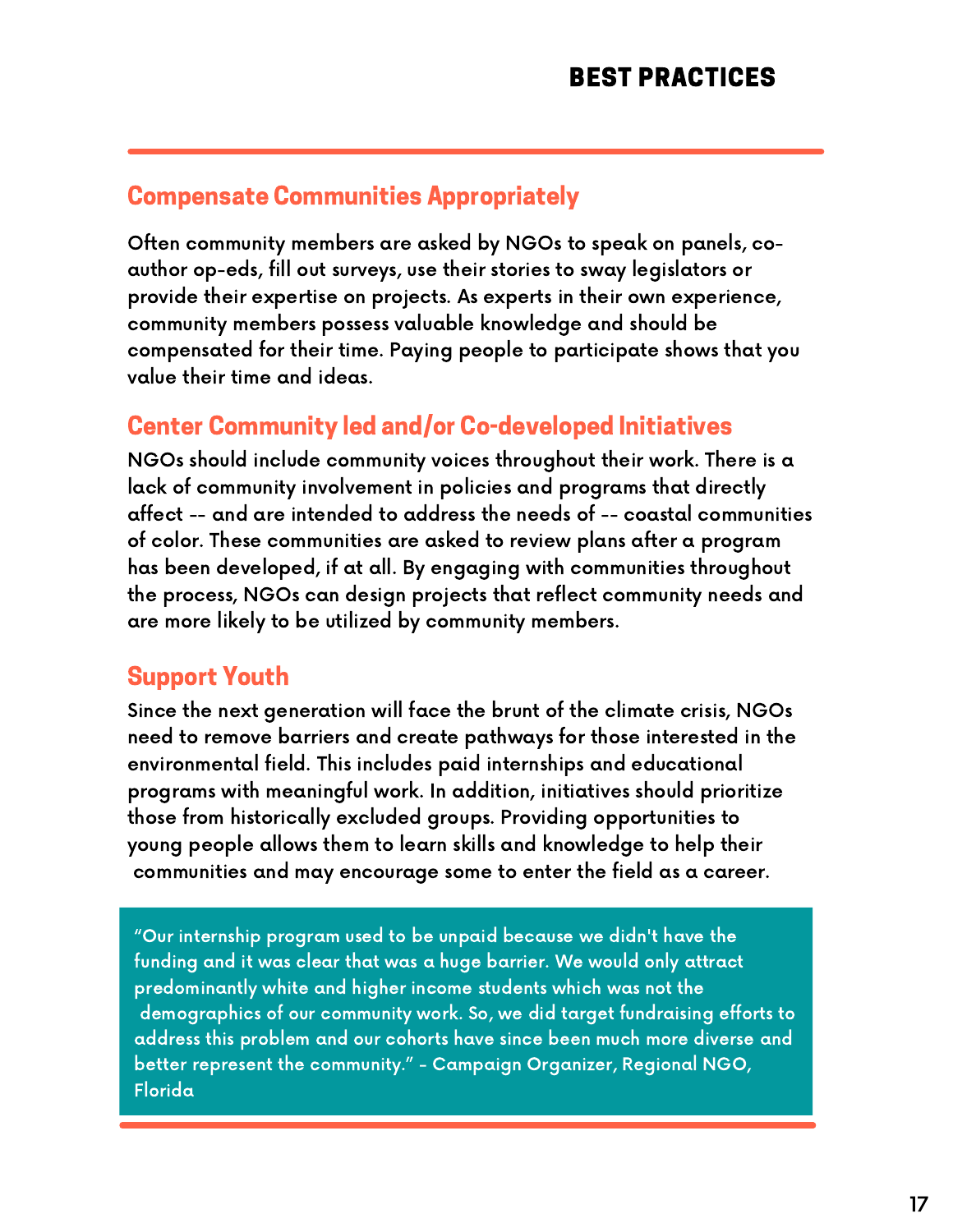# BEST PRACTICES

## Compensate Communities Appropriately

Often community members are asked by NGOs to speak on panels, co-author op-eds, fill out surveys, use their stories to sway legislators or provide their expertise on projects. As experts in their own experience, community members possess valuable knowledge and should be compensated for their time. Paying people to participate shows that you value their time and ideas.

## Center Community led and/or Co-developed Initiatives

NGOs should include community voices throughout their work. There is a lack of community involvement in policies and programs that directly affect -- and are intended to address the needs of -- coastal communities of color. These communities are asked to review plans after a program has been developed, if at all. By engaging with communities throughout the process, NGOs can design projects that reflect community needs and are more likely to be utilized by community members.

## Support Youth

Since the next generation will face the brunt of the climate crisis, NGOs need to remove barriers and create pathways for those interested in the environmental field. This includes paid internships and educational programs with meaningful work. In addition, initiatives should prioritize those from historically excluded groups. Providing opportunities to young people allows them to learn skills and knowledge to help their communities and may encourage some to enter the field as a career.

> "Our internship program used to be unpaid because we didn't have the funding and it was clear that was a huge barrier. We would only attract predominantly white and higher income students which was not the demographics of our community work. So, we did target fundraising efforts to address this problem and our cohorts have since been much more diverse and better represent the community." - Campaign Organizer, Regional NGO, Florida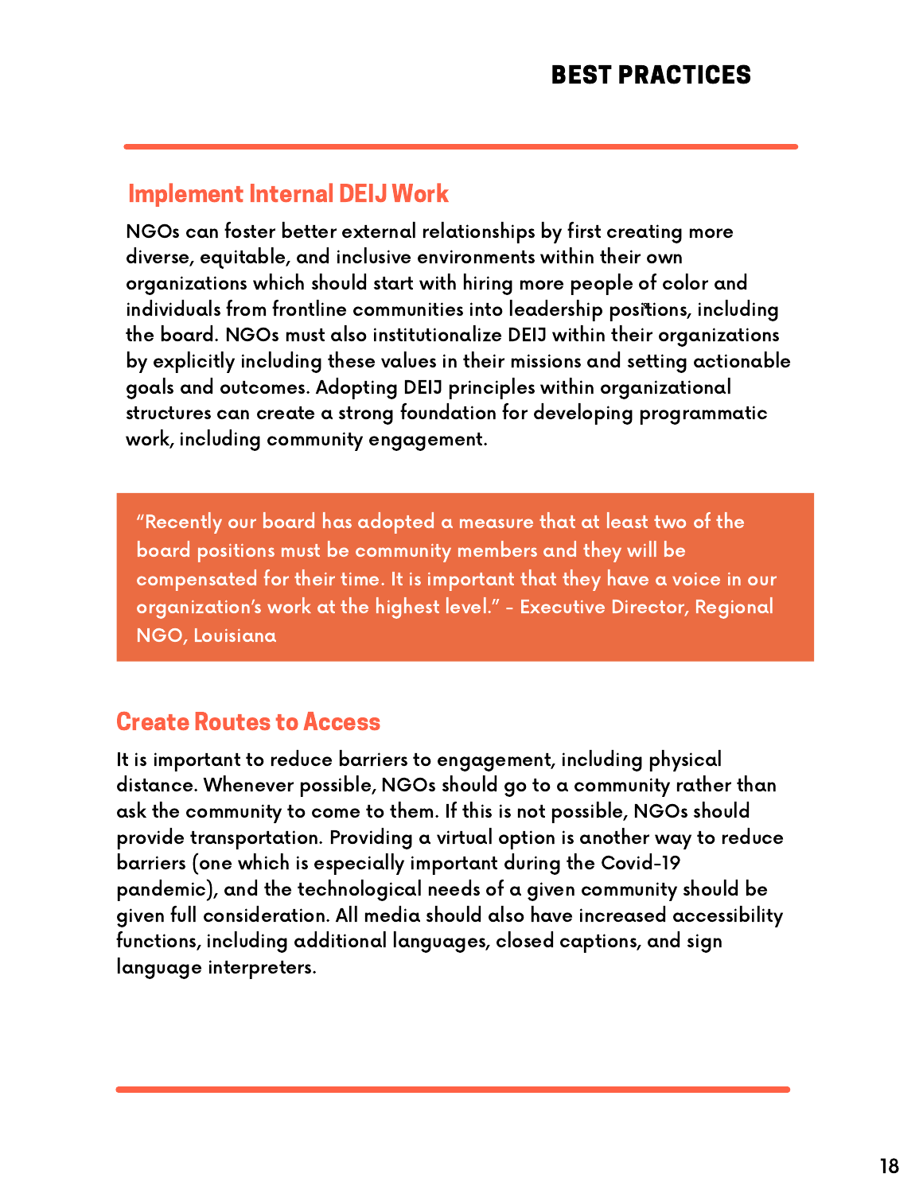## BEST PRACTICES

### Implement Internal DEIJ Work

NGOs can foster better external relationships by first creating more diverse, equitable, and inclusive environments within their own organizations which should start with hiring more people of color and individuals from frontline communities into leadership positions, including the board. NGOs must also institutionalize DEIJ within their organizations by explicitly including these values in their missions and setting actionable goals and outcomes. Adopting DEIJ principles within organizational structures can create a strong foundation for developing programmatic work, including community engagement.

> "Recently our board has adopted a measure that at least two of the board positions must be community members and they will be compensated for their time. It is important that they have a voice in our organization's work at the highest level." - Executive Director, Regional NGO, Louisiana

### Create Routes to Access

It is important to reduce barriers to engagement, including physical distance. Whenever possible, NGOs should go to a community rather than ask the community to come to them. If this is not possible, NGOs should provide transportation. Providing a virtual option is another way to reduce barriers (one which is especially important during the Covid-19 pandemic), and the technological needs of a given community should be given full consideration. All media should also have increased accessibility functions, including additional languages, closed captions, and sign language interpreters.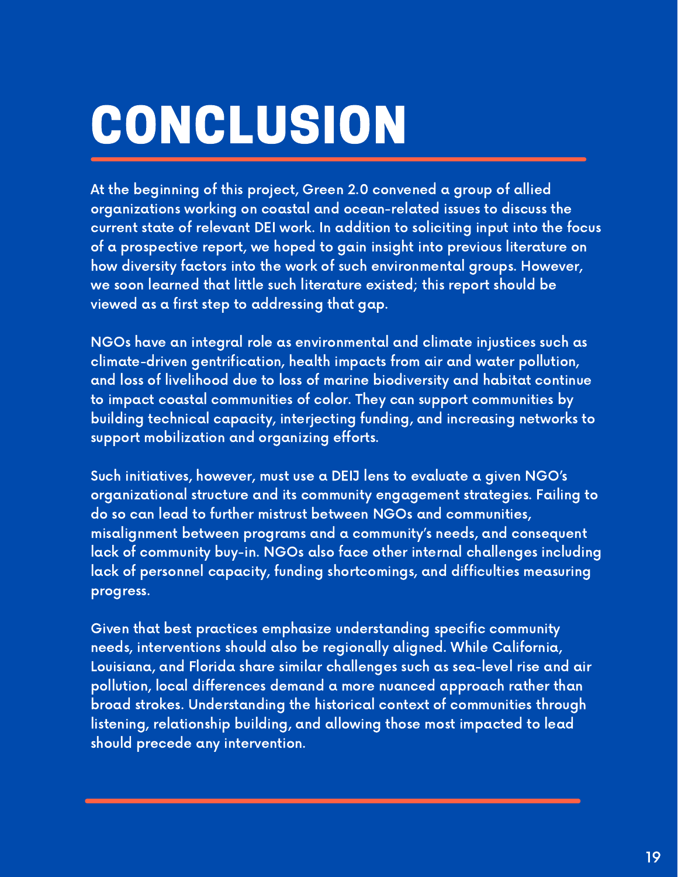# CONCLUSION

At the beginning of this project, Green 2.0 convened a group of allied organizations working on coastal and ocean-related issues to discuss the current state of relevant DEI work. In addition to soliciting input into the focus of a prospective report, we hoped to gain insight into previous literature on how diversity factors into the work of such environmental groups. However, we soon learned that little such literature existed; this report should be viewed as a first step to addressing that gap.

NGOs have an integral role as environmental and climate injustices such as climate-driven gentrification, health impacts from air and water pollution, and loss of livelihood due to loss of marine biodiversity and habitat continue to impact coastal communities of color. They can support communities by building technical capacity, interjecting funding, and increasing networks to support mobilization and organizing efforts.

Such initiatives, however, must use a DEIJ lens to evaluate a given NGO's organizational structure and its community engagement strategies. Failing to do so can lead to further mistrust between NGOs and communities, misalignment between programs and a community's needs, and consequent lack of community buy-in. NGOs also face other internal challenges including lack of personnel capacity, funding shortcomings, and difficulties measuring progress.

Given that best practices emphasize understanding specific community needs, interventions should also be regionally aligned. While California, Louisiana, and Florida share similar challenges such as sea-level rise and air pollution, local differences demand a more nuanced approach rather than broad strokes. Understanding the historical context of communities through listening, relationship building, and allowing those most impacted to lead should precede any intervention.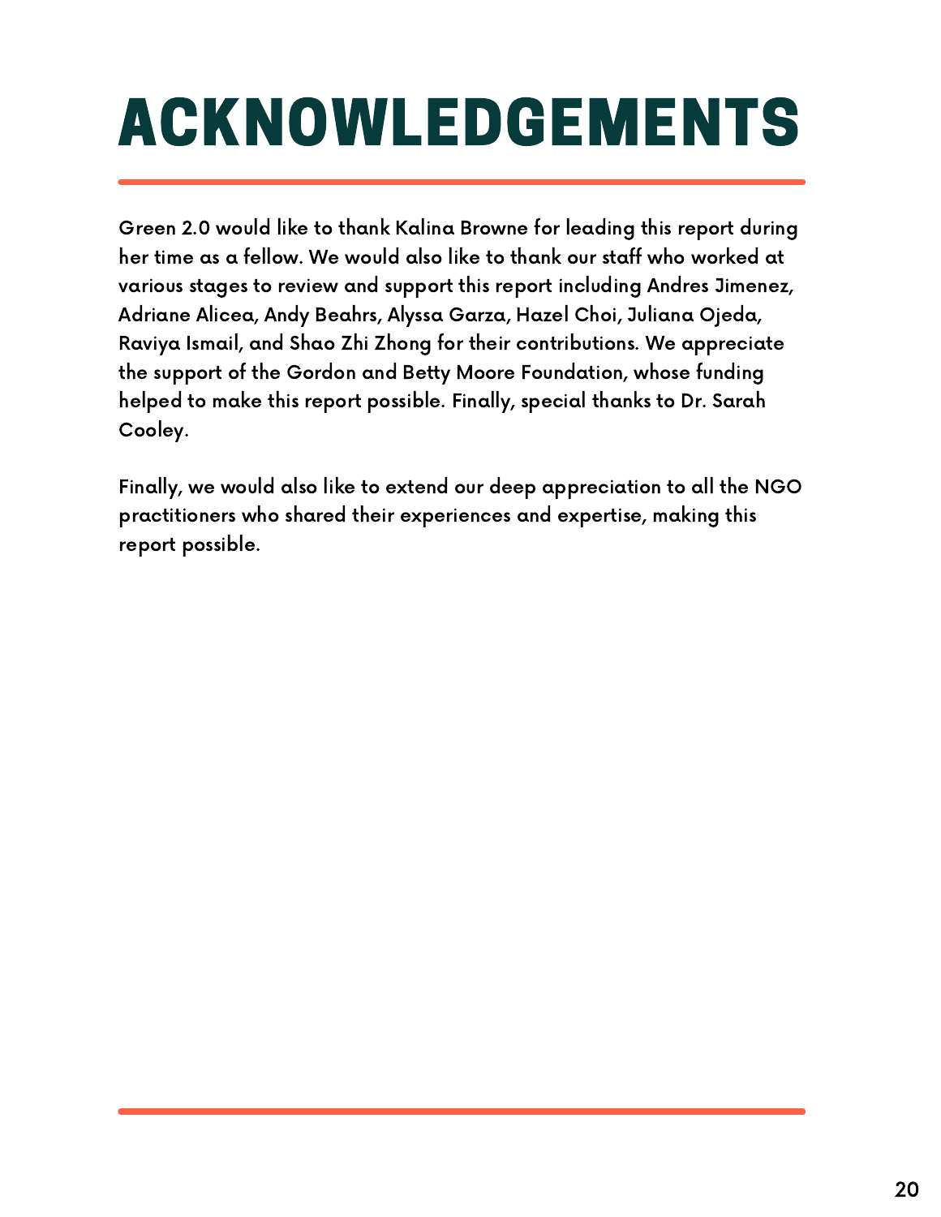# ACKNOWLEDGEMENTS

Green 2.0 would like to thank Kalina Browne for leading this report during her time as a fellow. We would also like to thank our staff who worked at various stages to review and support this report including Andres Jimenez, Adriane Alicea, Andy Beahrs, Alyssa Garza, Hazel Choi, Juliana Ojeda, Raviya Ismail, and Shao Zhi Zhong for their contributions. We appreciate the support of the Gordon and Betty Moore Foundation, whose funding helped to make this report possible. Finally, special thanks to Dr. Sarah Cooley.

Finally, we would also like to extend our deep appreciation to all the NGO practitioners who shared their experiences and expertise, making this report possible.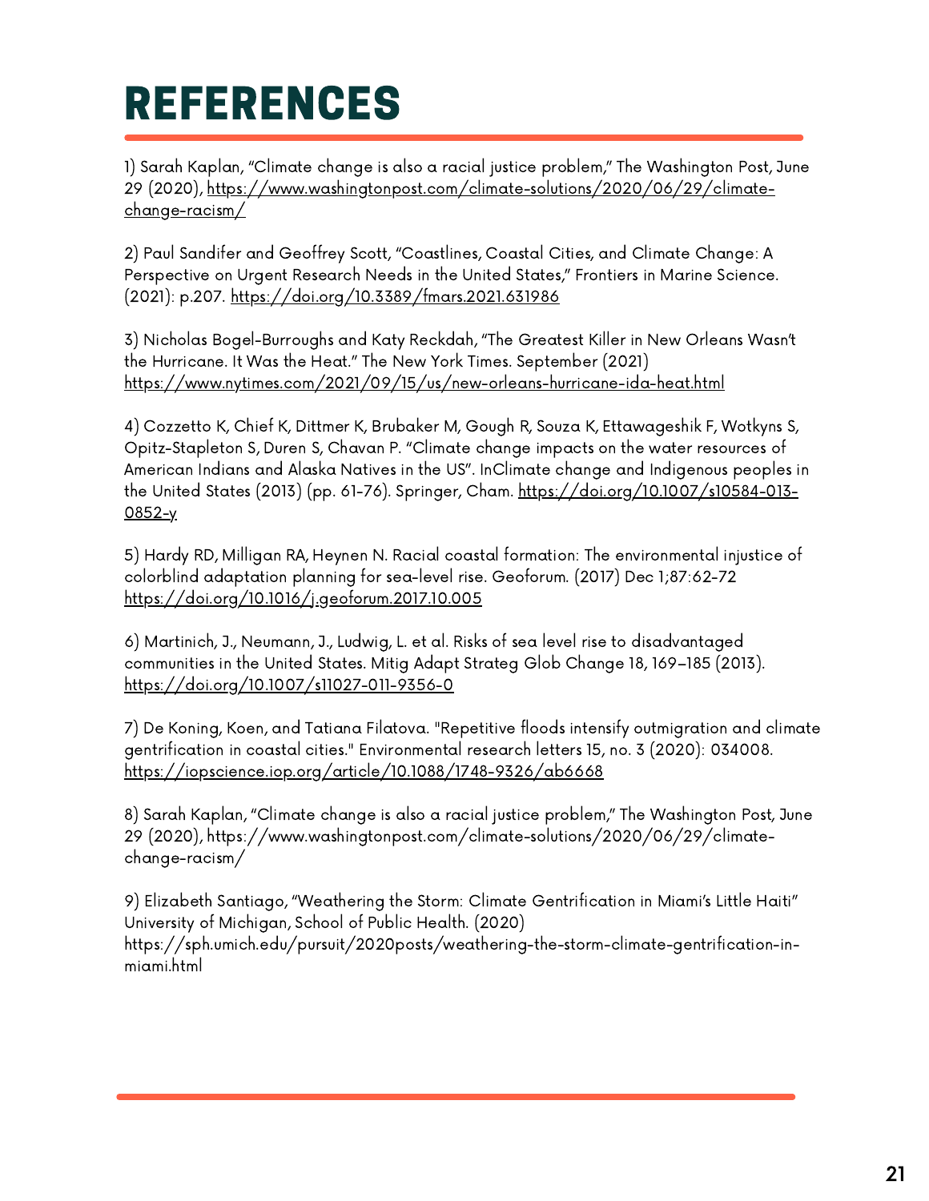# REFERENCES

1) Sarah Kaplan, "Climate change is also a racial justice problem," The Washington Post, June 29 (2020), https://www.washingtonpost.com/climate-solutions/2020/06/29/climate-change-racism/

2) Paul Sandifer and Geoffrey Scott, "Coastlines, Coastal Cities, and Climate Change: A Perspective on Urgent Research Needs in the United States," Frontiers in Marine Science. (2021): p.207. https://doi.org/10.3389/fmars.2021.631986

3) Nicholas Bogel-Burroughs and Katy Reckdah, "The Greatest Killer in New Orleans Wasn't the Hurricane. It Was the Heat." The New York Times. September (2021) https://www.nytimes.com/2021/09/15/us/new-orleans-hurricane-ida-heat.html

4) Cozzetto K, Chief K, Dittmer K, Brubaker M, Gough R, Souza K, Ettawageshik F, Wotkyns S, Opitz-Stapleton S, Duren S, Chavan P. "Climate change impacts on the water resources of American Indians and Alaska Natives in the US". InClimate change and Indigenous peoples in the United States (2013) (pp. 61-76). Springer, Cham. https://doi.org/10.1007/s10584-013-0852-y

5) Hardy RD, Milligan RA, Heynen N. Racial coastal formation: The environmental injustice of colorblind adaptation planning for sea-level rise. Geoforum. (2017) Dec 1;87:62-72 https://doi.org/10.1016/j.geoforum.2017.10.005

6) Martinich, J., Neumann, J., Ludwig, L. et al. Risks of sea level rise to disadvantaged communities in the United States. Mitig Adapt Strateg Glob Change 18, 169–185 (2013). https://doi.org/10.1007/s11027-011-9356-0

7) De Koning, Koen, and Tatiana Filatova. "Repetitive floods intensify outmigration and climate gentrification in coastal cities." Environmental research letters 15, no. 3 (2020): 034008. https://iopscience.iop.org/article/10.1088/1748-9326/ab6668

8) Sarah Kaplan, "Climate change is also a racial justice problem," The Washington Post, June 29 (2020), https://www.washingtonpost.com/climate-solutions/2020/06/29/climate-change-racism/

9) Elizabeth Santiago, "Weathering the Storm: Climate Gentrification in Miami's Little Haiti" University of Michigan, School of Public Health. (2020) https://sph.umich.edu/pursuit/2020posts/weathering-the-storm-climate-gentrification-in-miami.html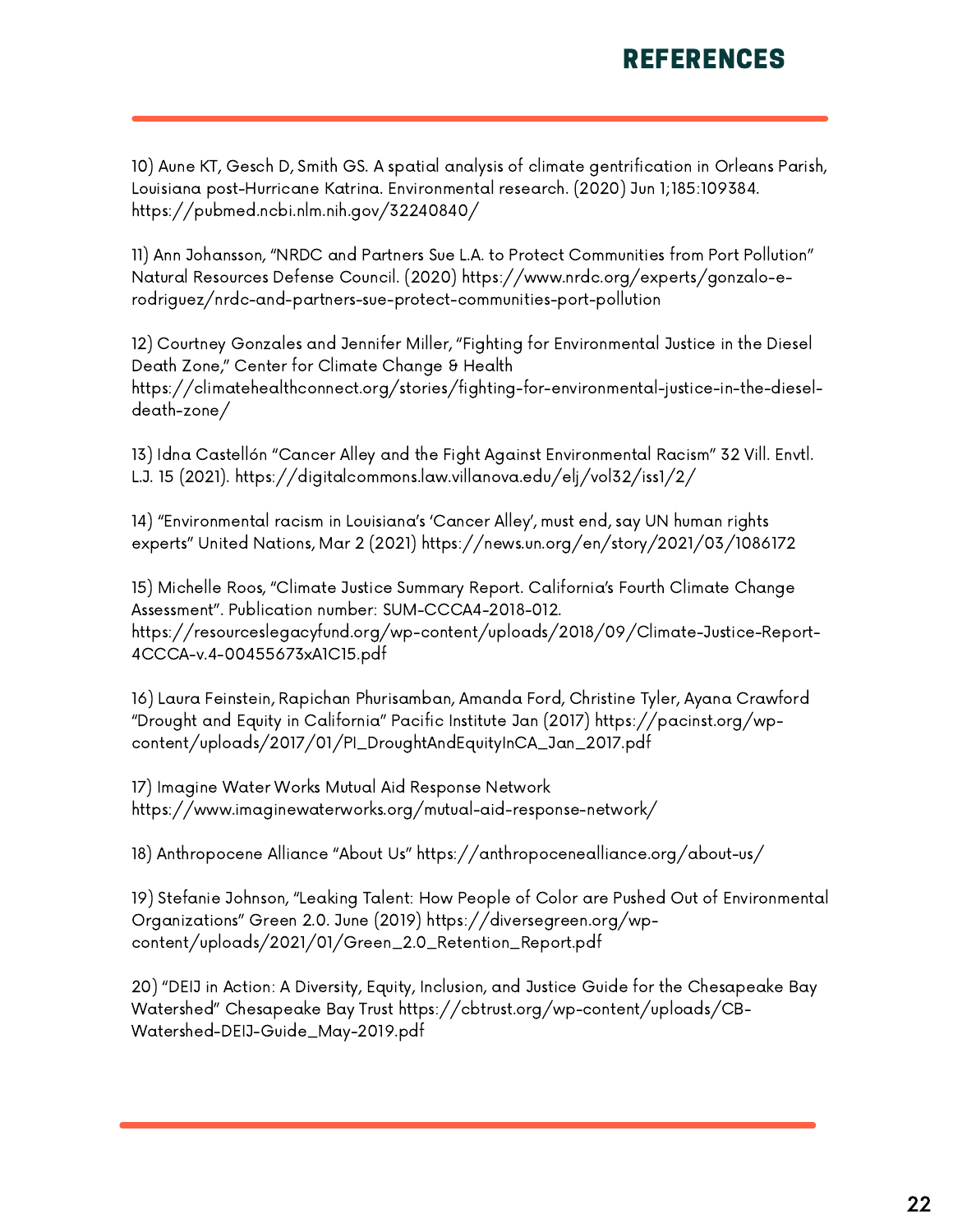## REFERENCES

10) Aune KT, Gesch D, Smith GS. A spatial analysis of climate gentrification in Orleans Parish, Louisiana post-Hurricane Katrina. Environmental research. (2020) Jun 1;185:109384. https://pubmed.ncbi.nlm.nih.gov/32240840/

11) Ann Johansson, "NRDC and Partners Sue L.A. to Protect Communities from Port Pollution" Natural Resources Defense Council. (2020) https://www.nrdc.org/experts/gonzalo-e-rodriguez/nrdc-and-partners-sue-protect-communities-port-pollution

12) Courtney Gonzales and Jennifer Miller, "Fighting for Environmental Justice in the Diesel Death Zone," Center for Climate Change & Health https://climatehealthconnect.org/stories/fighting-for-environmental-justice-in-the-diesel-death-zone/

13) Idna Castellón "Cancer Alley and the Fight Against Environmental Racism" 32 Vill. Envtl. L.J. 15 (2021). https://digitalcommons.law.villanova.edu/elj/vol32/iss1/2/

14) "Environmental racism in Louisiana's 'Cancer Alley', must end, say UN human rights experts" United Nations, Mar 2 (2021) https://news.un.org/en/story/2021/03/1086172

15) Michelle Roos, "Climate Justice Summary Report. California's Fourth Climate Change Assessment". Publication number: SUM-CCCA4-2018-012. https://resourceslegacyfund.org/wp-content/uploads/2018/09/Climate-Justice-Report-4CCCA-v.4-00455673xA1C15.pdf

16) Laura Feinstein, Rapichan Phurisamban, Amanda Ford, Christine Tyler, Ayana Crawford "Drought and Equity in California" Pacific Institute Jan (2017) https://pacinst.org/wp-content/uploads/2017/01/PI_DroughtAndEquityInCA_Jan_2017.pdf

17) Imagine Water Works Mutual Aid Response Network https://www.imaginewaterworks.org/mutual-aid-response-network/

18) Anthropocene Alliance "About Us" https://anthropocenealliance.org/about-us/

19) Stefanie Johnson, "Leaking Talent: How People of Color are Pushed Out of Environmental Organizations" Green 2.0. June (2019) https://diversegreen.org/wp-content/uploads/2021/01/Green_2.0_Retention_Report.pdf

20) "DEIJ in Action: A Diversity, Equity, Inclusion, and Justice Guide for the Chesapeake Bay Watershed" Chesapeake Bay Trust https://cbtrust.org/wp-content/uploads/CB-Watershed-DEIJ-Guide_May-2019.pdf